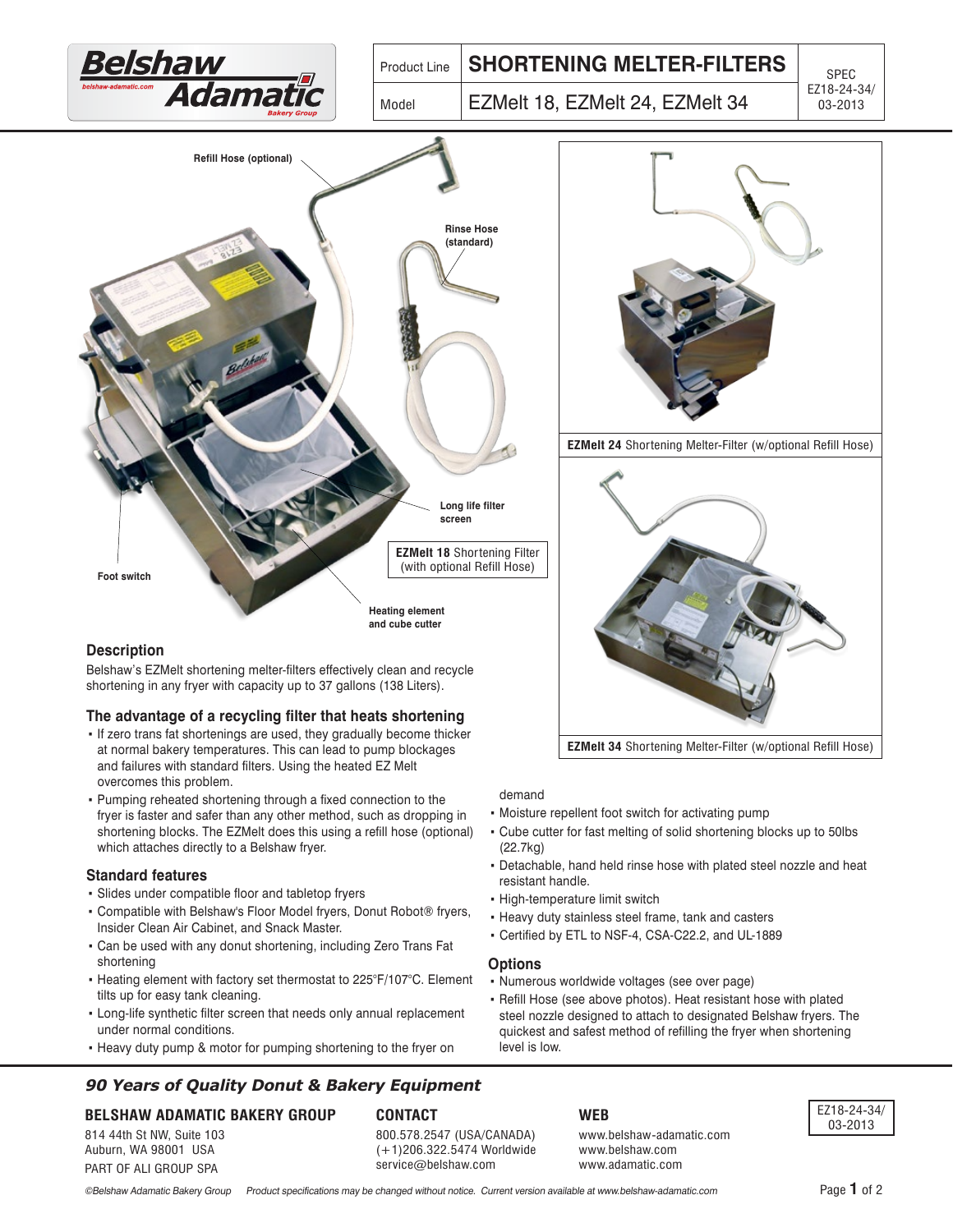| Product Line | SHORTENING MELTER-FILTERS | SPEC EZ18-24-34/ 03-2013 |
| --- | --- | --- |
| Model | EZMelt 18, EZMelt 24, EZMelt 34 | |

Refill Hose (optional)

Rinse Hose (standard)

Long life filter screen

Foot switch

Heating element and cube cutter

**EZMelt 18** Shortening Filter (with optional Refill Hose)

**EZMelt 24** Shortening Melter-Filter (w/optional Refill Hose)

**EZMelt 34** Shortening Melter-Filter (w/optional Refill Hose)

## Description

Belshaw's EZMelt shortening melter-filters effectively clean and recycle shortening in any fryer with capacity up to 37 gallons (138 Liters).

## The advantage of a recycling filter that heats shortening

- If zero trans fat shortenings are used, they gradually become thicker at normal bakery temperatures. This can lead to pump blockages and failures with standard filters. Using the heated EZ Melt overcomes this problem.
- Pumping reheated shortening through a fixed connection to the fryer is faster and safer than any other method, such as dropping in shortening blocks. The EZMelt does this using a refill hose (optional) which attaches directly to a Belshaw fryer.

## Standard features

- Slides under compatible floor and tabletop fryers
- Compatible with Belshaw's Floor Model fryers, Donut Robot® fryers, Insider Clean Air Cabinet, and Snack Master.
- Can be used with any donut shortening, including Zero Trans Fat shortening
- Heating element with factory set thermostat to 225°F/107°C. Element tilts up for easy tank cleaning.
- Long-life synthetic filter screen that needs only annual replacement under normal conditions.
- Heavy duty pump & motor for pumping shortening to the fryer on demand
- Moisture repellent foot switch for activating pump
- Cube cutter for fast melting of solid shortening blocks up to 50lbs (22.7kg)
- Detachable, hand held rinse hose with plated steel nozzle and heat resistant handle.
- High-temperature limit switch
- Heavy duty stainless steel frame, tank and casters
- Certified by ETL to NSF-4, CSA-C22.2, and UL-1889

## Options

- Numerous worldwide voltages (see over page)
- Refill Hose (see above photos). Heat resistant hose with plated steel nozzle designed to attach to designated Belshaw fryers. The quickest and safest method of refilling the fryer when shortening level is low.

***90 Years of Quality Donut & Bakery Equipment***

**BELSHAW ADAMATIC BAKERY GROUP**
814 44th St NW, Suite 103
Auburn, WA 98001 USA
PART OF ALI GROUP SPA

**CONTACT**
800.578.2547 (USA/CANADA)
(+1)206.322.5474 Worldwide
service@belshaw.com

**WEB**
www.belshaw-adamatic.com
www.belshaw.com
www.adamatic.com

EZ18-24-34/ 03-2013

*©Belshaw Adamatic Bakery Group Product specifications may be changed without notice. Current version available at www.belshaw-adamatic.com*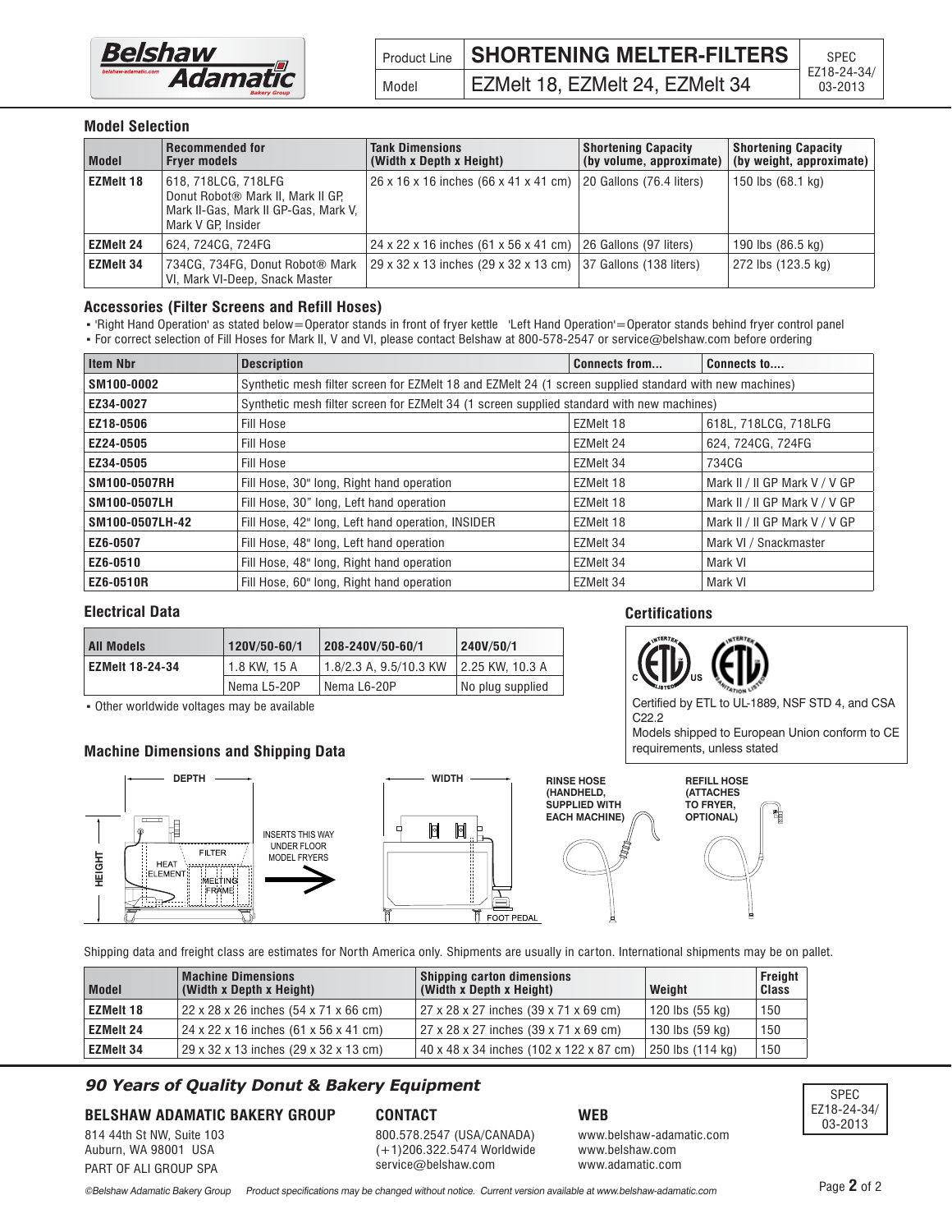# SHORTENING MELTER-FILTERS

Product Line: SHORTENING MELTER-FILTERS
Model: EZMelt 18, EZMelt 24, EZMelt 34

SPEC EZ18-24-34/ 03-2013

## Model Selection

| Model | Recommended for Fryer models | Tank Dimensions (Width x Depth x Height) | Shortening Capacity (by volume, approximate) | Shortening Capacity (by weight, approximate) |
|---|---|---|---|---|
| EZMelt 18 | 618, 718LCG, 718LFG Donut Robot® Mark II, Mark II GP, Mark II-Gas, Mark II GP-Gas, Mark V, Mark V GP, Insider | 26 x 16 x 16 inches (66 x 41 x 41 cm) | 20 Gallons (76.4 liters) | 150 lbs (68.1 kg) |
| EZMelt 24 | 624, 724CG, 724FG | 24 x 22 x 16 inches (61 x 56 x 41 cm) | 26 Gallons (97 liters) | 190 lbs (86.5 kg) |
| EZMelt 34 | 734CG, 734FG, Donut Robot® Mark VI, Mark VI-Deep, Snack Master | 29 x 32 x 13 inches (29 x 32 x 13 cm) | 37 Gallons (138 liters) | 272 lbs (123.5 kg) |

## Accessories (Filter Screens and Refill Hoses)

- 'Right Hand Operation' as stated below=Operator stands in front of fryer kettle 'Left Hand Operation'=Operator stands behind fryer control panel
- For correct selection of Fill Hoses for Mark II, V and VI, please contact Belshaw at 800-578-2547 or service@belshaw.com before ordering

| Item Nbr | Description | Connects from... | Connects to.... |
|---|---|---|---|
| SM100-0002 | Synthetic mesh filter screen for EZMelt 18 and EZMelt 24 (1 screen supplied standard with new machines) | | |
| EZ34-0027 | Synthetic mesh filter screen for EZMelt 34 (1 screen supplied standard with new machines) | | |
| EZ18-0506 | Fill Hose | EZMelt 18 | 618L, 718LCG, 718LFG |
| EZ24-0505 | Fill Hose | EZMelt 24 | 624, 724CG, 724FG |
| EZ34-0505 | Fill Hose | EZMelt 34 | 734CG |
| SM100-0507RH | Fill Hose, 30" long, Right hand operation | EZMelt 18 | Mark II / II GP Mark V / V GP |
| SM100-0507LH | Fill Hose, 30" long, Left hand operation | EZMelt 18 | Mark II / II GP Mark V / V GP |
| SM100-0507LH-42 | Fill Hose, 42" long, Left hand operation, INSIDER | EZMelt 18 | Mark II / II GP Mark V / V GP |
| EZ6-0507 | Fill Hose, 48" long, Left hand operation | EZMelt 34 | Mark VI / Snackmaster |
| EZ6-0510 | Fill Hose, 48" long, Right hand operation | EZMelt 34 | Mark VI |
| EZ6-0510R | Fill Hose, 60" long, Right hand operation | EZMelt 34 | Mark VI |

## Electrical Data

| All Models | 120V/50-60/1 | 208-240V/50-60/1 | 240V/50/1 |
|---|---|---|---|
| EZMelt 18-24-34 | 1.8 KW, 15 A | 1.8/2.3 A, 9.5/10.3 KW | 2.25 KW, 10.3 A |
| | Nema L5-20P | Nema L6-20P | No plug supplied |

- Other worldwide voltages may be available

## Certifications

Certified by ETL to UL-1889, NSF STD 4, and CSA C22.2
Models shipped to European Union conform to CE requirements, unless stated

## Machine Dimensions and Shipping Data

DEPTH
HEIGHT
FILTER
HEAT ELEMENT
MELTING FRAME
INSERTS THIS WAY UNDER FLOOR MODEL FRYERS
WIDTH
FOOT PEDAL
RINSE HOSE (HANDHELD, SUPPLIED WITH EACH MACHINE)
REFILL HOSE (ATTACHES TO FRYER, OPTIONAL)

Shipping data and freight class are estimates for North America only. Shipments are usually in carton. International shipments may be on pallet.

| Model | Machine Dimensions (Width x Depth x Height) | Shipping carton dimensions (Width x Depth x Height) | Weight | Freight Class |
|---|---|---|---|---|
| EZMelt 18 | 22 x 28 x 26 inches (54 x 71 x 66 cm) | 27 x 28 x 27 inches (39 x 71 x 69 cm) | 120 lbs (55 kg) | 150 |
| EZMelt 24 | 24 x 22 x 16 inches (61 x 56 x 41 cm) | 27 x 28 x 27 inches (39 x 71 x 69 cm) | 130 lbs (59 kg) | 150 |
| EZMelt 34 | 29 x 32 x 13 inches (29 x 32 x 13 cm) | 40 x 48 x 34 inches (102 x 122 x 87 cm) | 250 lbs (114 kg) | 150 |

***90 Years of Quality Donut & Bakery Equipment***

**BELSHAW ADAMATIC BAKERY GROUP**
814 44th St NW, Suite 103
Auburn, WA 98001 USA
PART OF ALI GROUP SPA

**CONTACT**
800.578.2547 (USA/CANADA)
(+1)206.322.5474 Worldwide
service@belshaw.com

**WEB**
www.belshaw-adamatic.com
www.belshaw.com
www.adamatic.com

SPEC EZ18-24-34/ 03-2013

*©Belshaw Adamatic Bakery Group Product specifications may be changed without notice. Current version available at www.belshaw-adamatic.com*